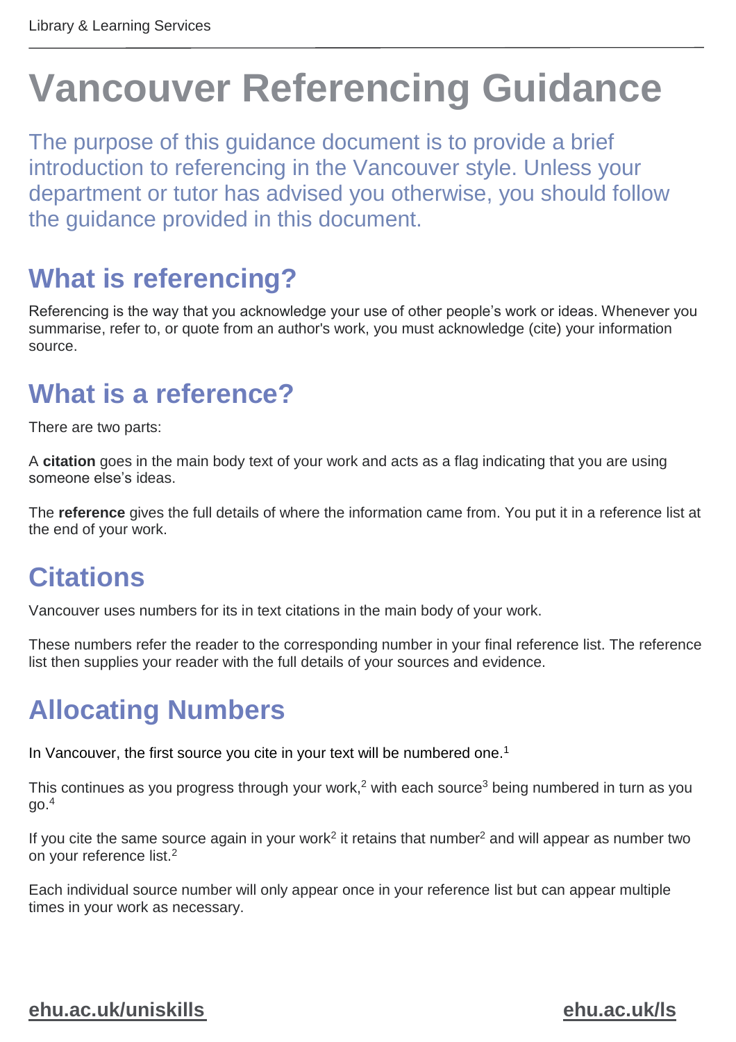# Vancouver Referencing Guidance

The purpose of this guidance document is to provide a brief introduction to referencing in the Vancouver style. Unless your department or tutor has advised you otherwise, you should follow the guidance provided in this document.

## What is referencing?

Referencing is the way that you acknowledge your use of other people's work or ideas. Whenever you summarise, refer to, or quote from an author's work, you must acknowledge (cite) your information source.

## What is a reference?

There are two parts:

A **citation** goes in the main body text of your work and acts as a flag indicating that you are using someone else's ideas.

The **reference** gives the full details of where the information came from. You put it in a reference list at the end of your work.

## Citations

Vancouver uses numbers for its in text citations in the main body of your work.

These numbers refer the reader to the corresponding number in your final reference list. The reference list then supplies your reader with the full details of your sources and evidence.

## Allocating Numbers

In Vancouver, the first source you cite in your text will be numbered one.[1]

This continues as you progress through your work,[2] with each source[3] being numbered in turn as you go.[4]

If you cite the same source again in your work[2] it retains that number[2] and will appear as number two on your reference list.[2]

Each individual source number will only appear once in your reference list but can appear multiple times in your work as necessary.

ehu.ac.uk/uniskills ehu.ac.uk/ls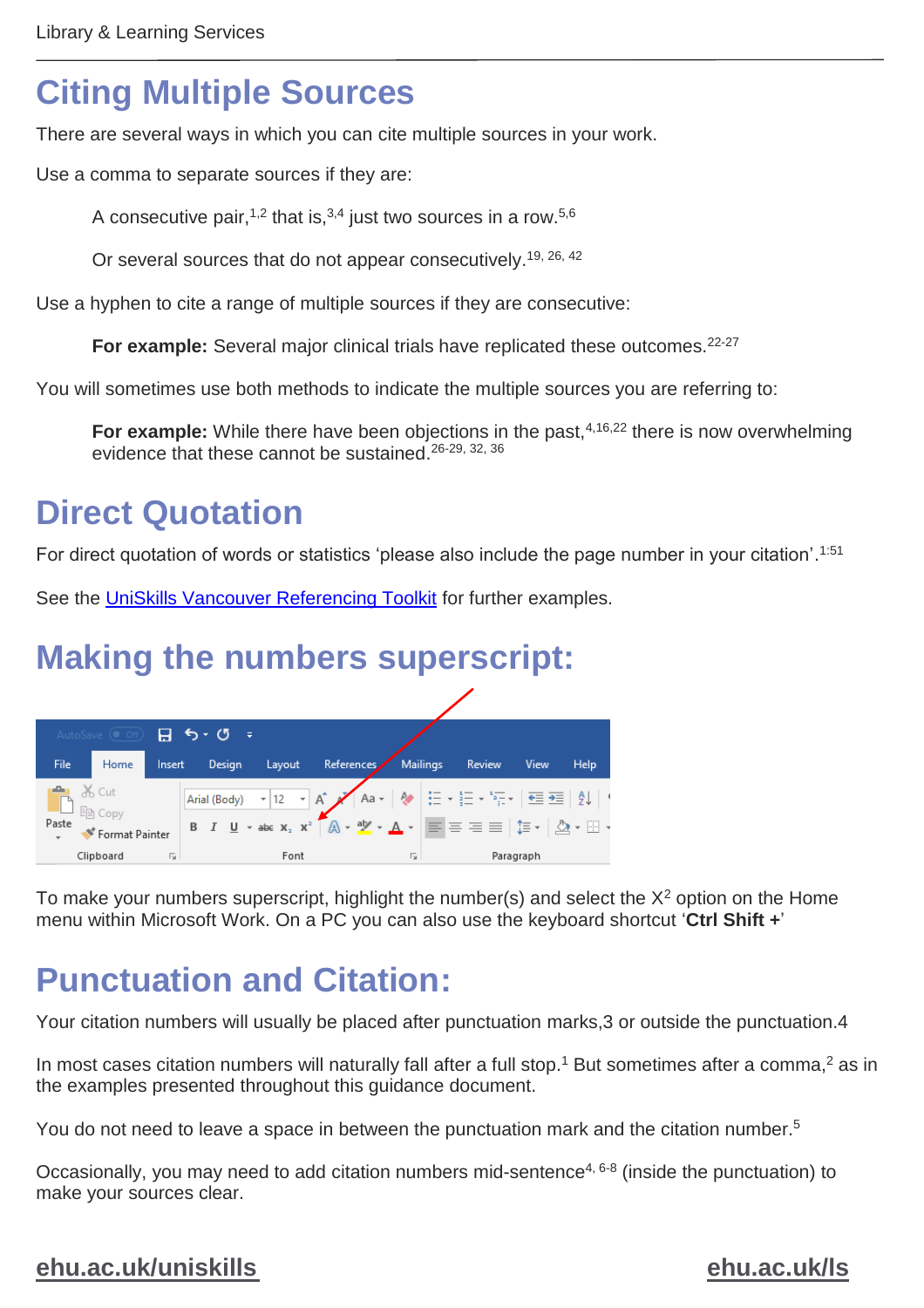# Citing Multiple Sources

There are several ways in which you can cite multiple sources in your work.

Use a comma to separate sources if they are:

> A consecutive pair,[1,2] that is,[3,4] just two sources in a row.[5,6]
>
> Or several sources that do not appear consecutively.[19, 26, 42]

Use a hyphen to cite a range of multiple sources if they are consecutive:

> **For example:** Several major clinical trials have replicated these outcomes.[22-27]

You will sometimes use both methods to indicate the multiple sources you are referring to:

> **For example:** While there have been objections in the past,[4,16,22] there is now overwhelming evidence that these cannot be sustained.[26-29, 32, 36]

# Direct Quotation

For direct quotation of words or statistics 'please also include the page number in your citation'.[1:51]

See the UniSkills Vancouver Referencing Toolkit for further examples.

# Making the numbers superscript:

To make your numbers superscript, highlight the number(s) and select the $X^2$ option on the Home menu within Microsoft Work. On a PC you can also use the keyboard shortcut '**Ctrl Shift +**'

# Punctuation and Citation:

Your citation numbers will usually be placed after punctuation marks,3 or outside the punctuation.4

In most cases citation numbers will naturally fall after a full stop.[1] But sometimes after a comma,[2] as in the examples presented throughout this guidance document.

You do not need to leave a space in between the punctuation mark and the citation number.[5]

Occasionally, you may need to add citation numbers mid-sentence[4, 6-8] (inside the punctuation) to make your sources clear.

**ehu.ac.uk/uniskills** **ehu.ac.uk/ls**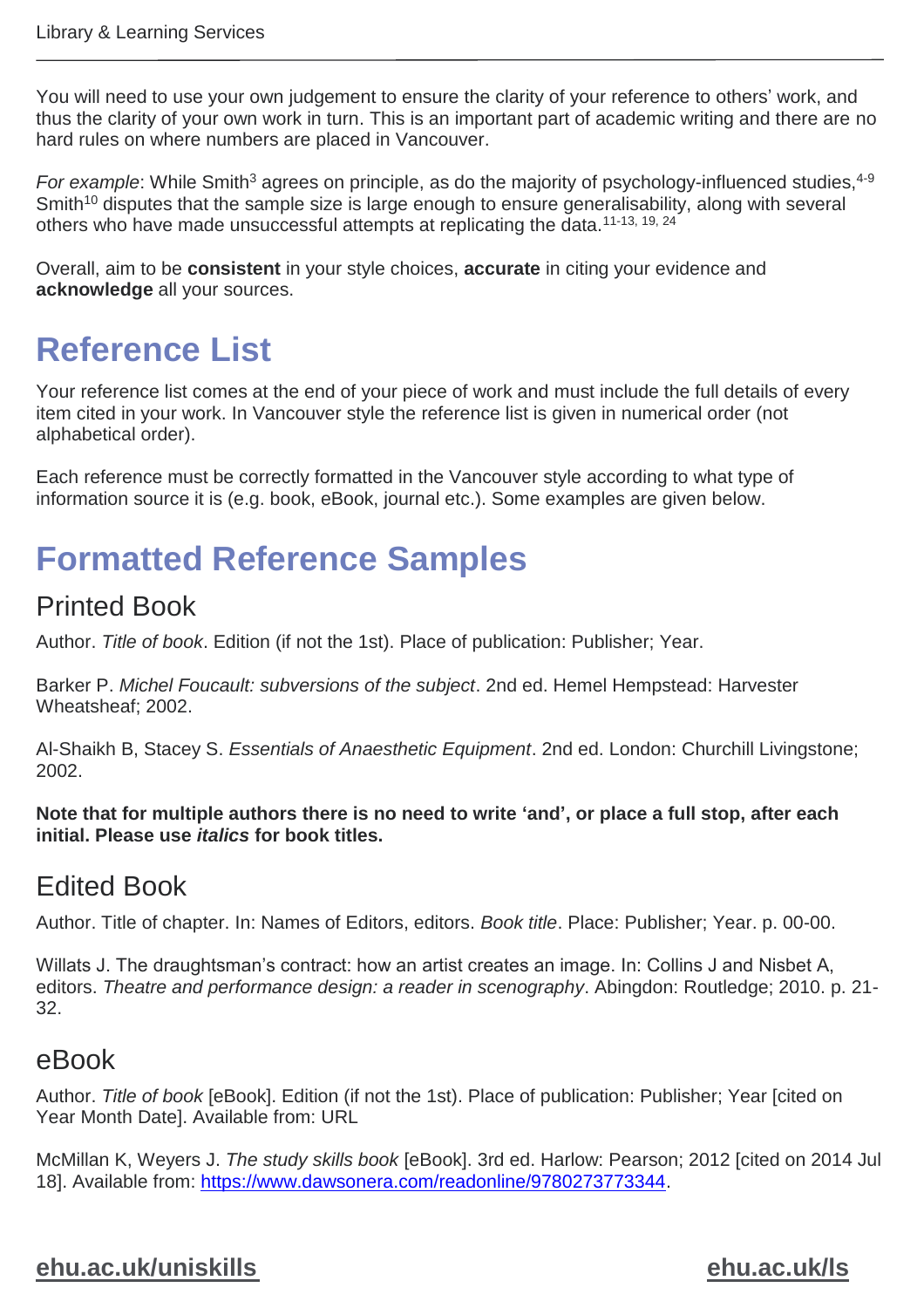You will need to use your own judgement to ensure the clarity of your reference to others' work, and thus the clarity of your own work in turn. This is an important part of academic writing and there are no hard rules on where numbers are placed in Vancouver.

*For example*: While Smith[3] agrees on principle, as do the majority of psychology-influenced studies,[4-9] Smith[10] disputes that the sample size is large enough to ensure generalisability, along with several others who have made unsuccessful attempts at replicating the data.[11-13, 19, 24]

Overall, aim to be **consistent** in your style choices, **accurate** in citing your evidence and **acknowledge** all your sources.

# Reference List

Your reference list comes at the end of your piece of work and must include the full details of every item cited in your work. In Vancouver style the reference list is given in numerical order (not alphabetical order).

Each reference must be correctly formatted in the Vancouver style according to what type of information source it is (e.g. book, eBook, journal etc.). Some examples are given below.

# Formatted Reference Samples

## Printed Book

Author. *Title of book*. Edition (if not the 1st). Place of publication: Publisher; Year.

Barker P. *Michel Foucault: subversions of the subject*. 2nd ed. Hemel Hempstead: Harvester Wheatsheaf; 2002.

Al-Shaikh B, Stacey S. *Essentials of Anaesthetic Equipment*. 2nd ed. London: Churchill Livingstone; 2002.

**Note that for multiple authors there is no need to write 'and', or place a full stop, after each initial. Please use *italics* for book titles.**

## Edited Book

Author. Title of chapter. In: Names of Editors, editors. *Book title*. Place: Publisher; Year. p. 00-00.

Willats J. The draughtsman's contract: how an artist creates an image. In: Collins J and Nisbet A, editors. *Theatre and performance design: a reader in scenography*. Abingdon: Routledge; 2010. p. 21-32.

## eBook

Author. *Title of book* [eBook]. Edition (if not the 1st). Place of publication: Publisher; Year [cited on Year Month Date]. Available from: URL

McMillan K, Weyers J. *The study skills book* [eBook]. 3rd ed. Harlow: Pearson; 2012 [cited on 2014 Jul 18]. Available from: https://www.dawsonera.com/readonline/9780273773344.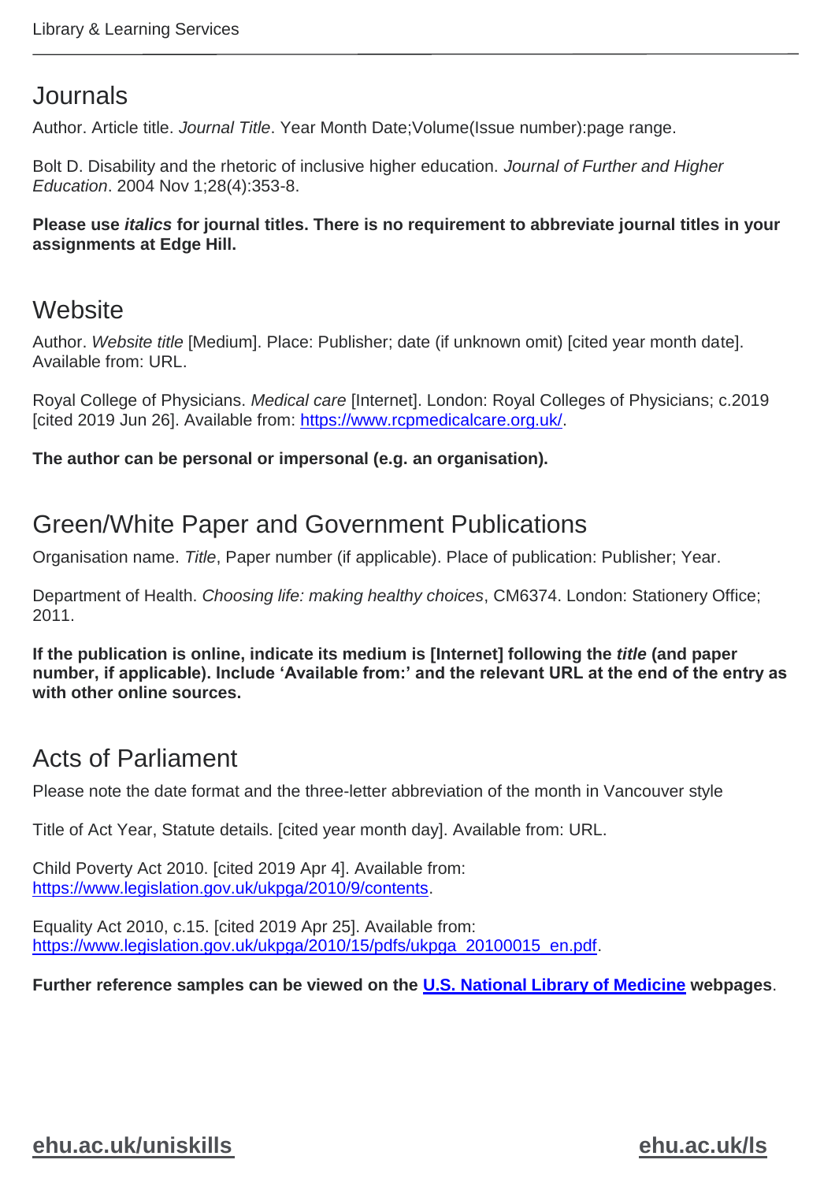## Journals

Author. Article title. *Journal Title*. Year Month Date;Volume(Issue number):page range.

Bolt D. Disability and the rhetoric of inclusive higher education. *Journal of Further and Higher Education*. 2004 Nov 1;28(4):353-8.

**Please use *italics* for journal titles. There is no requirement to abbreviate journal titles in your assignments at Edge Hill.**

## Website

Author. *Website title* [Medium]. Place: Publisher; date (if unknown omit) [cited year month date]. Available from: URL.

Royal College of Physicians. *Medical care* [Internet]. London: Royal Colleges of Physicians; c.2019 [cited 2019 Jun 26]. Available from: https://www.rcpmedicalcare.org.uk/.

**The author can be personal or impersonal (e.g. an organisation).**

## Green/White Paper and Government Publications

Organisation name. *Title*, Paper number (if applicable). Place of publication: Publisher; Year.

Department of Health. *Choosing life: making healthy choices*, CM6374. London: Stationery Office; 2011.

**If the publication is online, indicate its medium is [Internet] following the *title* (and paper number, if applicable). Include 'Available from:' and the relevant URL at the end of the entry as with other online sources.**

## Acts of Parliament

Please note the date format and the three-letter abbreviation of the month in Vancouver style

Title of Act Year, Statute details. [cited year month day]. Available from: URL.

Child Poverty Act 2010. [cited 2019 Apr 4]. Available from: https://www.legislation.gov.uk/ukpga/2010/9/contents.

Equality Act 2010, c.15. [cited 2019 Apr 25]. Available from: https://www.legislation.gov.uk/ukpga/2010/15/pdfs/ukpga_20100015_en.pdf.

**Further reference samples can be viewed on the U.S. National Library of Medicine webpages**.

**ehu.ac.uk/uniskills** **ehu.ac.uk/ls**